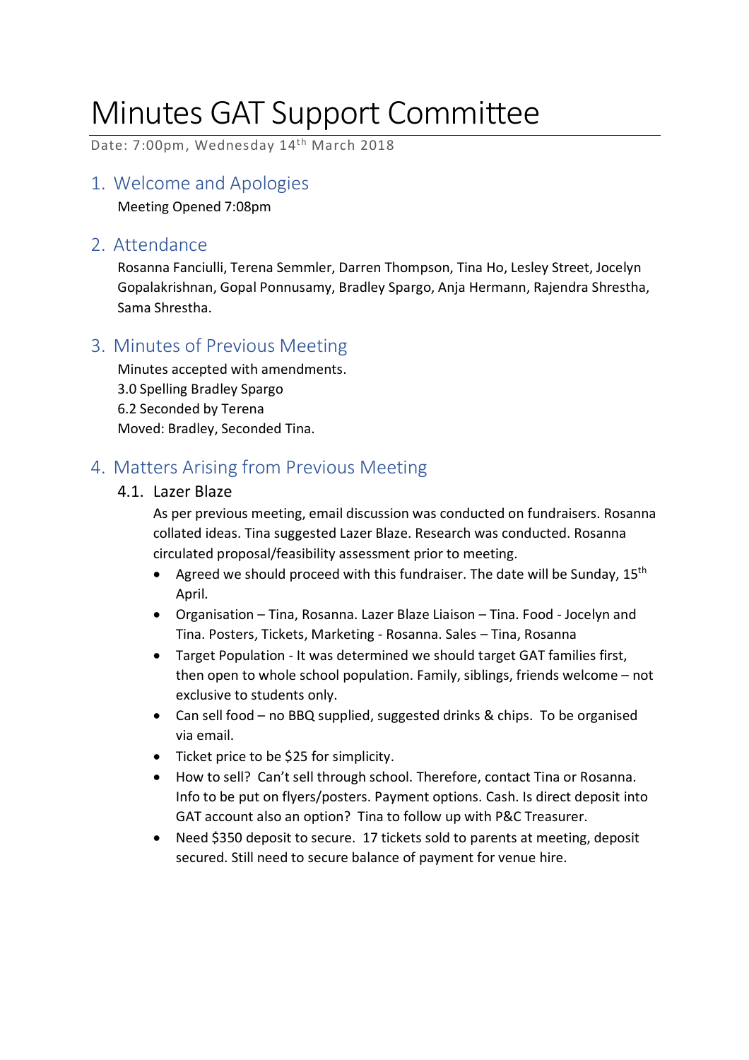# Minutes GAT Support Committee

Date: 7:00pm, Wednesday 14th March 2018

## 1. Welcome and Apologies

Meeting Opened 7:08pm

## 2. Attendance

Rosanna Fanciulli, Terena Semmler, Darren Thompson, Tina Ho, Lesley Street, Jocelyn Gopalakrishnan, Gopal Ponnusamy, Bradley Spargo, Anja Hermann, Rajendra Shrestha, Sama Shrestha.

## 3. Minutes of Previous Meeting

Minutes accepted with amendments.
3.0 Spelling Bradley Spargo
6.2 Seconded by Terena
Moved: Bradley, Seconded Tina.

## 4. Matters Arising from Previous Meeting

### 4.1. Lazer Blaze

As per previous meeting, email discussion was conducted on fundraisers. Rosanna collated ideas. Tina suggested Lazer Blaze. Research was conducted. Rosanna circulated proposal/feasibility assessment prior to meeting.

- Agreed we should proceed with this fundraiser. The date will be Sunday, 15th April.
- Organisation – Tina, Rosanna. Lazer Blaze Liaison – Tina. Food - Jocelyn and Tina. Posters, Tickets, Marketing - Rosanna. Sales – Tina, Rosanna
- Target Population - It was determined we should target GAT families first, then open to whole school population. Family, siblings, friends welcome – not exclusive to students only.
- Can sell food – no BBQ supplied, suggested drinks & chips. To be organised via email.
- Ticket price to be $25 for simplicity.
- How to sell? Can't sell through school. Therefore, contact Tina or Rosanna. Info to be put on flyers/posters. Payment options. Cash. Is direct deposit into GAT account also an option? Tina to follow up with P&C Treasurer.
- Need $350 deposit to secure. 17 tickets sold to parents at meeting, deposit secured. Still need to secure balance of payment for venue hire.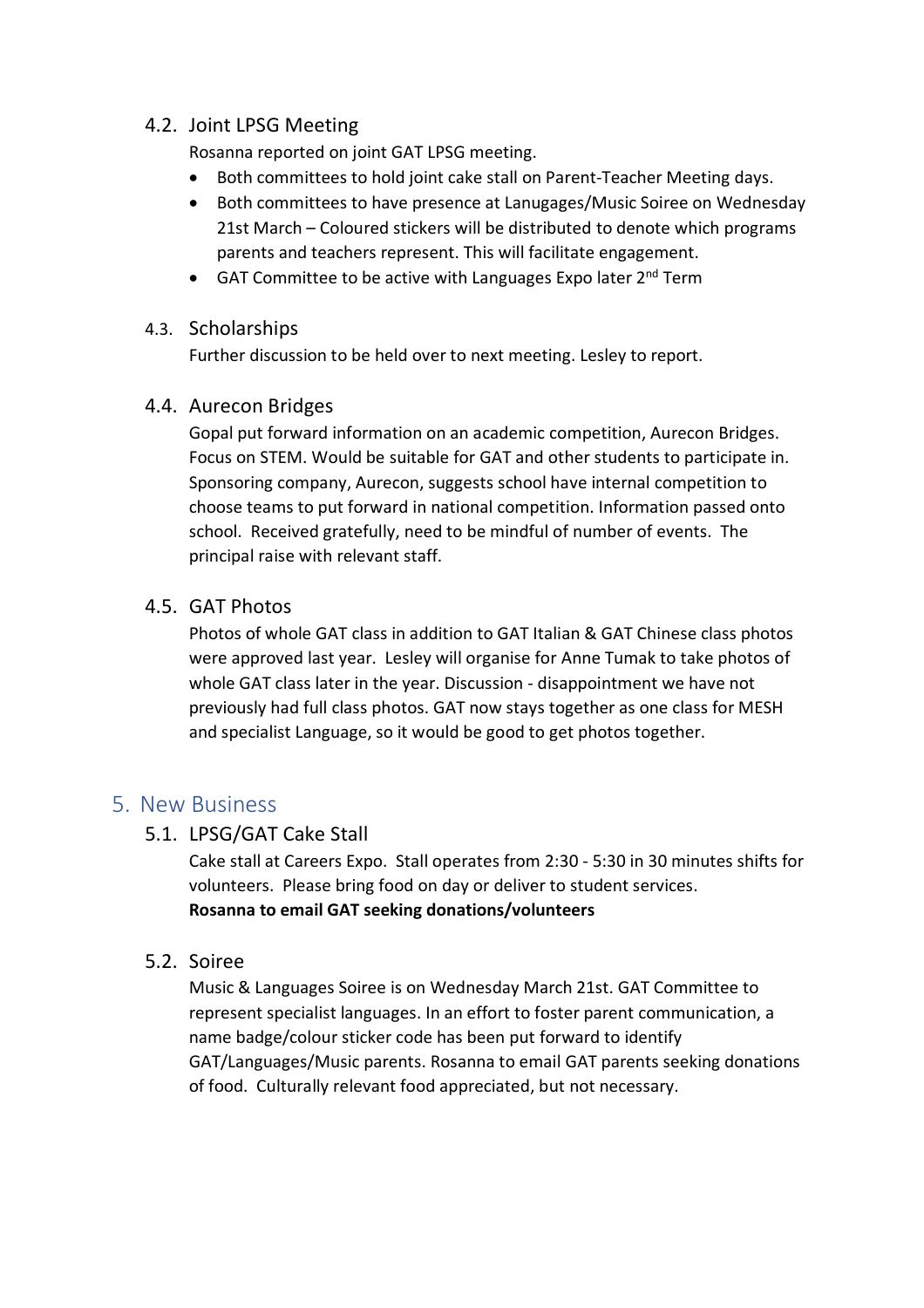### 4.2. Joint LPSG Meeting

Rosanna reported on joint GAT LPSG meeting.

- Both committees to hold joint cake stall on Parent-Teacher Meeting days.
- Both committees to have presence at Lanugages/Music Soiree on Wednesday 21st March – Coloured stickers will be distributed to denote which programs parents and teachers represent. This will facilitate engagement.
- GAT Committee to be active with Languages Expo later 2nd Term

### 4.3. Scholarships

Further discussion to be held over to next meeting. Lesley to report.

### 4.4. Aurecon Bridges

Gopal put forward information on an academic competition, Aurecon Bridges. Focus on STEM. Would be suitable for GAT and other students to participate in. Sponsoring company, Aurecon, suggests school have internal competition to choose teams to put forward in national competition. Information passed onto school. Received gratefully, need to be mindful of number of events. The principal raise with relevant staff.

### 4.5. GAT Photos

Photos of whole GAT class in addition to GAT Italian & GAT Chinese class photos were approved last year. Lesley will organise for Anne Tumak to take photos of whole GAT class later in the year. Discussion - disappointment we have not previously had full class photos. GAT now stays together as one class for MESH and specialist Language, so it would be good to get photos together.

## 5. New Business

### 5.1. LPSG/GAT Cake Stall

Cake stall at Careers Expo. Stall operates from 2:30 - 5:30 in 30 minutes shifts for volunteers. Please bring food on day or deliver to student services.
**Rosanna to email GAT seeking donations/volunteers**

### 5.2. Soiree

Music & Languages Soiree is on Wednesday March 21st. GAT Committee to represent specialist languages. In an effort to foster parent communication, a name badge/colour sticker code has been put forward to identify GAT/Languages/Music parents. Rosanna to email GAT parents seeking donations of food. Culturally relevant food appreciated, but not necessary.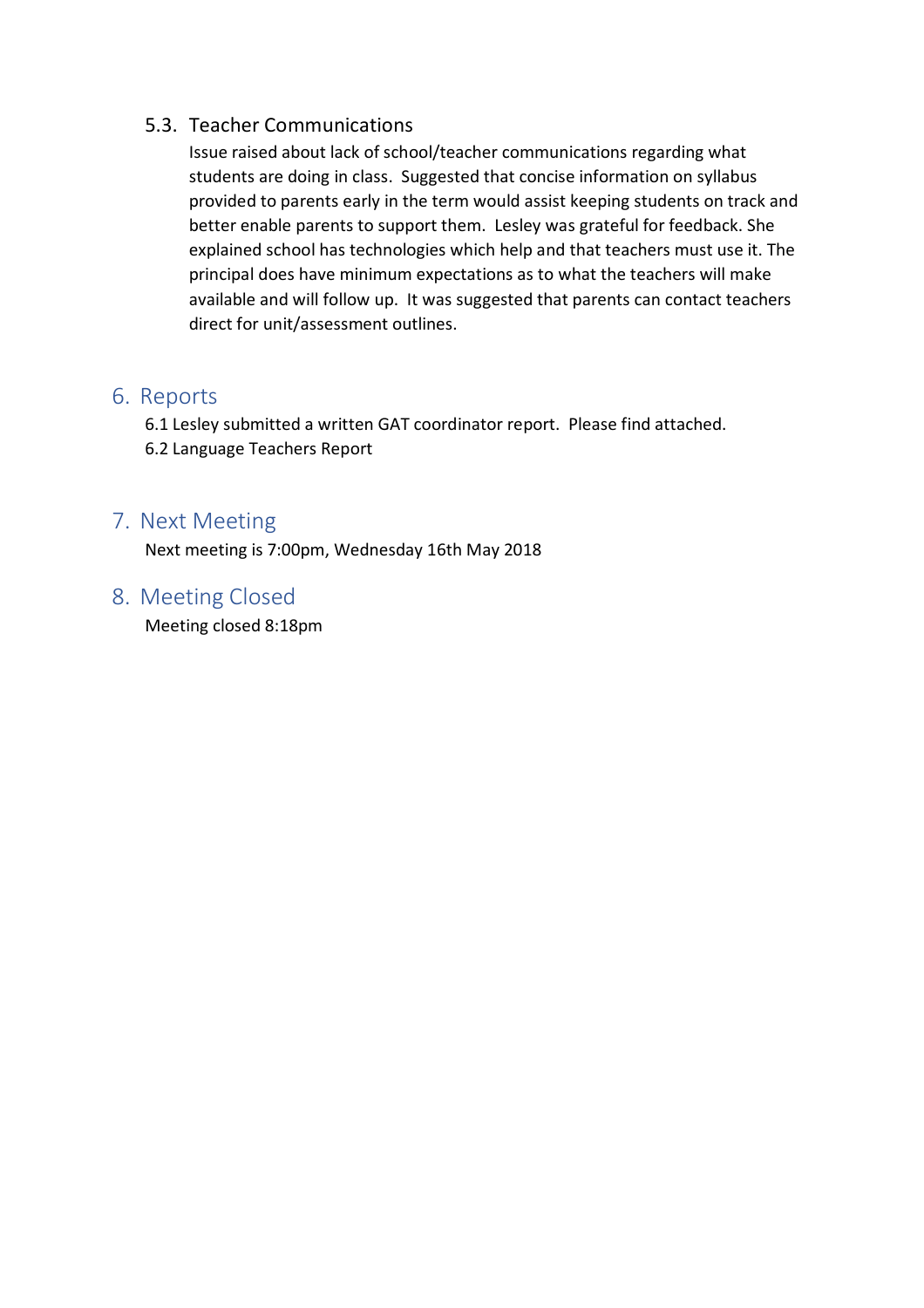### 5.3. Teacher Communications

Issue raised about lack of school/teacher communications regarding what students are doing in class. Suggested that concise information on syllabus provided to parents early in the term would assist keeping students on track and better enable parents to support them. Lesley was grateful for feedback. She explained school has technologies which help and that teachers must use it. The principal does have minimum expectations as to what the teachers will make available and will follow up. It was suggested that parents can contact teachers direct for unit/assessment outlines.

## 6. Reports

6.1 Lesley submitted a written GAT coordinator report. Please find attached.

6.2 Language Teachers Report

## 7. Next Meeting

Next meeting is 7:00pm, Wednesday 16th May 2018

## 8. Meeting Closed

Meeting closed 8:18pm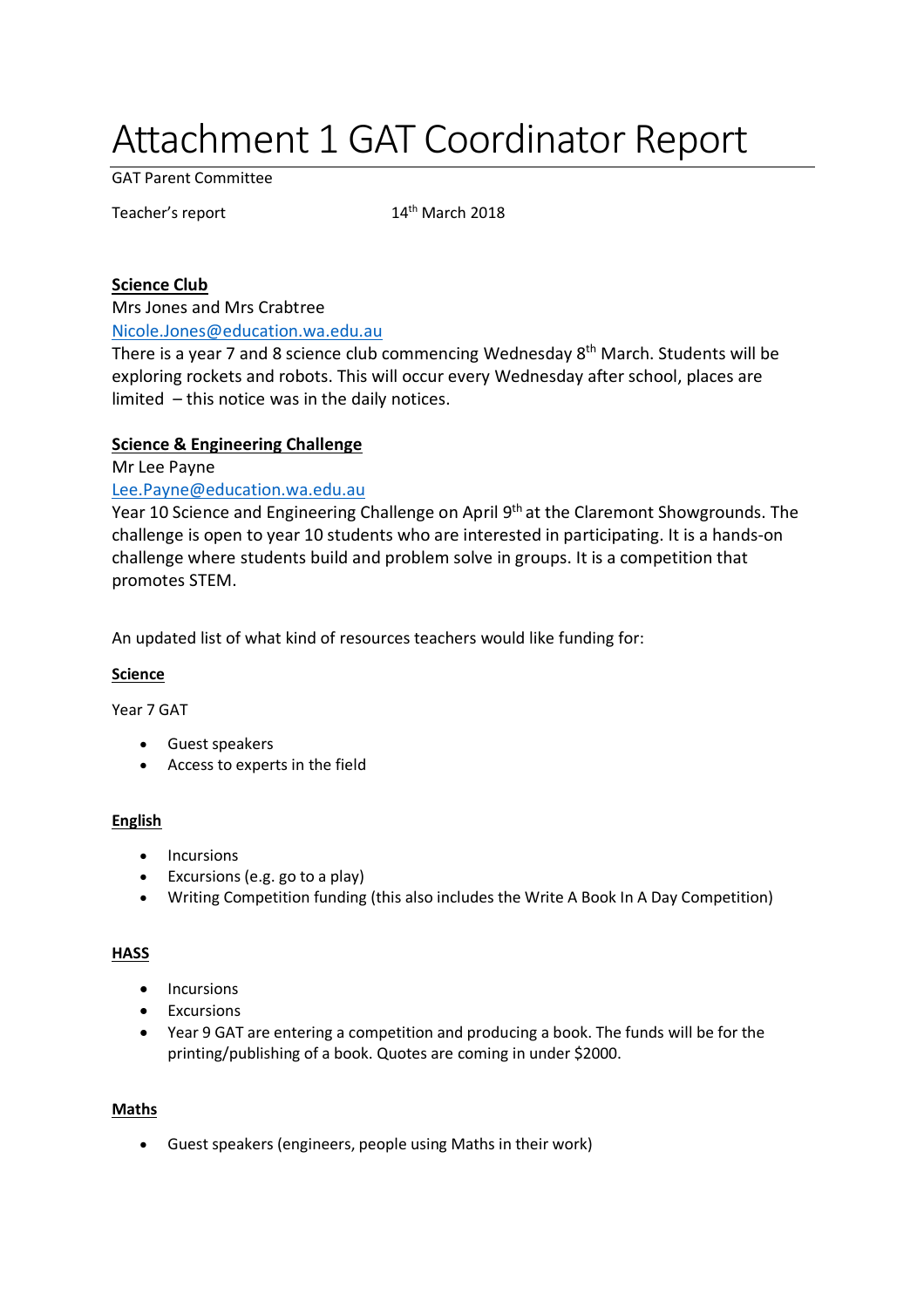# Attachment 1 GAT Coordinator Report

GAT Parent Committee

Teacher's report 14th March 2018

**Science Club**

Mrs Jones and Mrs Crabtree

Nicole.Jones@education.wa.edu.au

There is a year 7 and 8 science club commencing Wednesday 8th March. Students will be exploring rockets and robots. This will occur every Wednesday after school, places are limited – this notice was in the daily notices.

**Science & Engineering Challenge**

Mr Lee Payne

Lee.Payne@education.wa.edu.au

Year 10 Science and Engineering Challenge on April 9th at the Claremont Showgrounds. The challenge is open to year 10 students who are interested in participating. It is a hands-on challenge where students build and problem solve in groups. It is a competition that promotes STEM.

An updated list of what kind of resources teachers would like funding for:

**Science**

Year 7 GAT

- Guest speakers
- Access to experts in the field

**English**

- Incursions
- Excursions (e.g. go to a play)
- Writing Competition funding (this also includes the Write A Book In A Day Competition)

**HASS**

- Incursions
- Excursions
- Year 9 GAT are entering a competition and producing a book. The funds will be for the printing/publishing of a book. Quotes are coming in under $2000.

**Maths**

- Guest speakers (engineers, people using Maths in their work)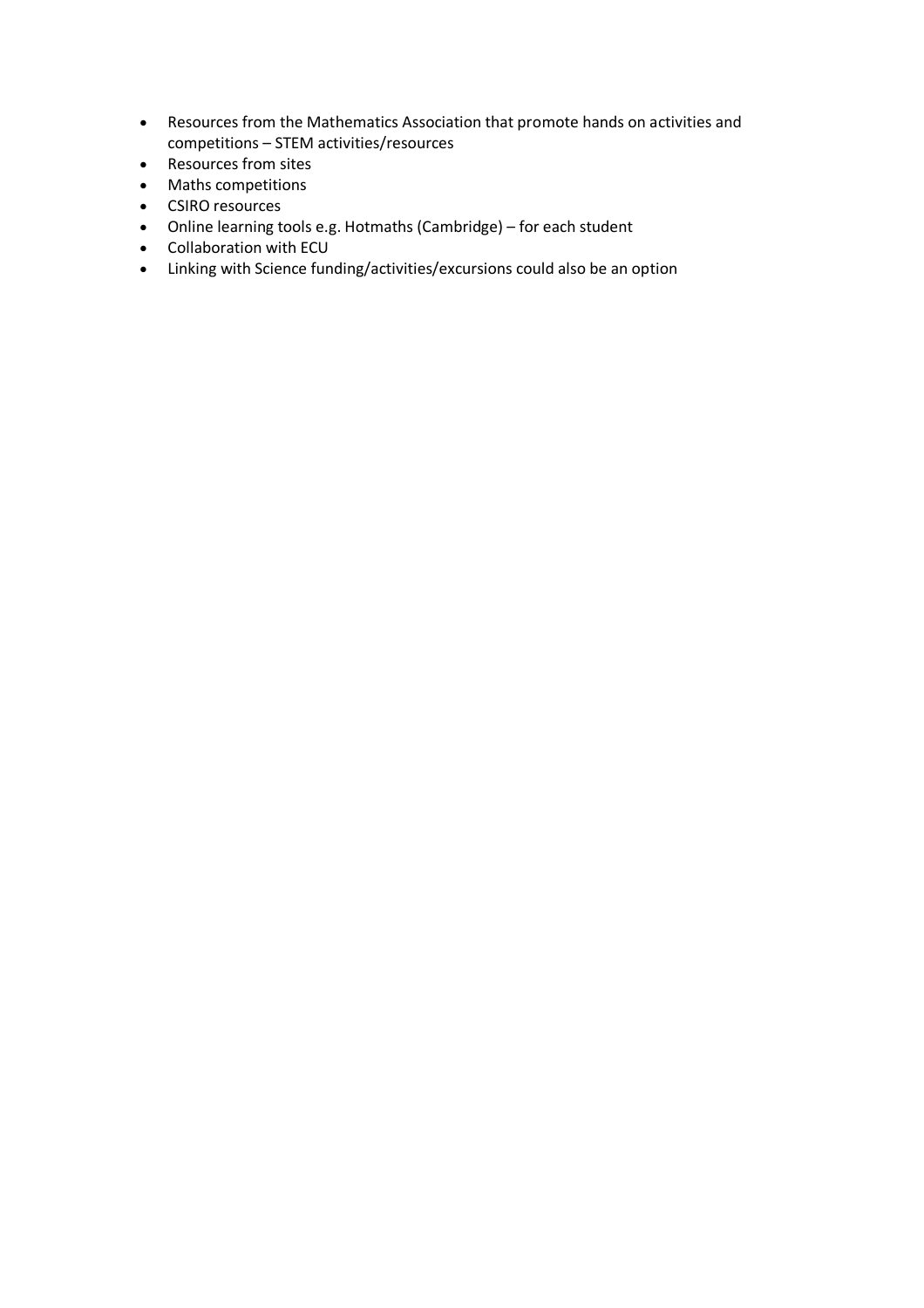- Resources from the Mathematics Association that promote hands on activities and competitions – STEM activities/resources
- Resources from sites
- Maths competitions
- CSIRO resources
- Online learning tools e.g. Hotmaths (Cambridge) – for each student
- Collaboration with ECU
- Linking with Science funding/activities/excursions could also be an option